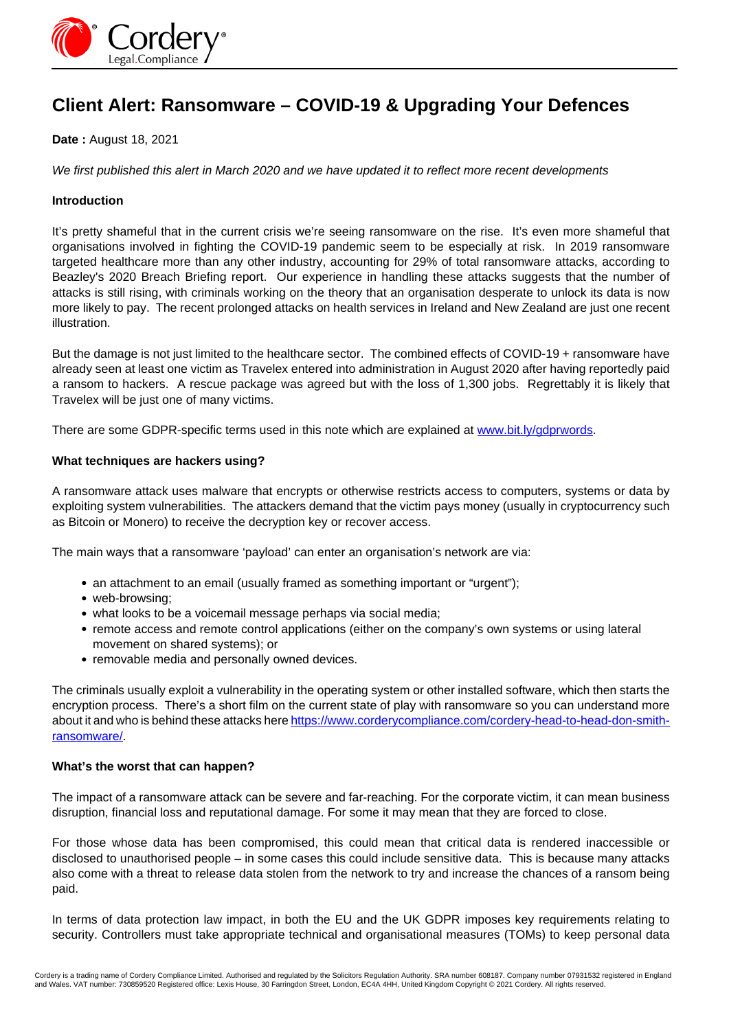# Client Alert: Ransomware – COVID-19 & Upgrading Your Defences

**Date :** August 18, 2021

*We first published this alert in March 2020 and we have updated it to reflect more recent developments*

**Introduction**

It's pretty shameful that in the current crisis we're seeing ransomware on the rise. It's even more shameful that organisations involved in fighting the COVID-19 pandemic seem to be especially at risk. In 2019 ransomware targeted healthcare more than any other industry, accounting for 29% of total ransomware attacks, according to Beazley's 2020 Breach Briefing report. Our experience in handling these attacks suggests that the number of attacks is still rising, with criminals working on the theory that an organisation desperate to unlock its data is now more likely to pay. The recent prolonged attacks on health services in Ireland and New Zealand are just one recent illustration.

But the damage is not just limited to the healthcare sector. The combined effects of COVID-19 + ransomware have already seen at least one victim as Travelex entered into administration in August 2020 after having reportedly paid a ransom to hackers. A rescue package was agreed but with the loss of 1,300 jobs. Regrettably it is likely that Travelex will be just one of many victims.

There are some GDPR-specific terms used in this note which are explained at [www.bit.ly/gdprwords](www.bit.ly/gdprwords).

**What techniques are hackers using?**

A ransomware attack uses malware that encrypts or otherwise restricts access to computers, systems or data by exploiting system vulnerabilities. The attackers demand that the victim pays money (usually in cryptocurrency such as Bitcoin or Monero) to receive the decryption key or recover access.

The main ways that a ransomware 'payload' can enter an organisation's network are via:

- an attachment to an email (usually framed as something important or "urgent");
- web-browsing;
- what looks to be a voicemail message perhaps via social media;
- remote access and remote control applications (either on the company's own systems or using lateral movement on shared systems); or
- removable media and personally owned devices.

The criminals usually exploit a vulnerability in the operating system or other installed software, which then starts the encryption process. There's a short film on the current state of play with ransomware so you can understand more about it and who is behind these attacks here [https://www.corderycompliance.com/cordery-head-to-head-don-smith-ransomware/](https://www.corderycompliance.com/cordery-head-to-head-don-smith-ransomware/).

**What's the worst that can happen?**

The impact of a ransomware attack can be severe and far-reaching. For the corporate victim, it can mean business disruption, financial loss and reputational damage. For some it may mean that they are forced to close.

For those whose data has been compromised, this could mean that critical data is rendered inaccessible or disclosed to unauthorised people – in some cases this could include sensitive data. This is because many attacks also come with a threat to release data stolen from the network to try and increase the chances of a ransom being paid.

In terms of data protection law impact, in both the EU and the UK GDPR imposes key requirements relating to security. Controllers must take appropriate technical and organisational measures (TOMs) to keep personal data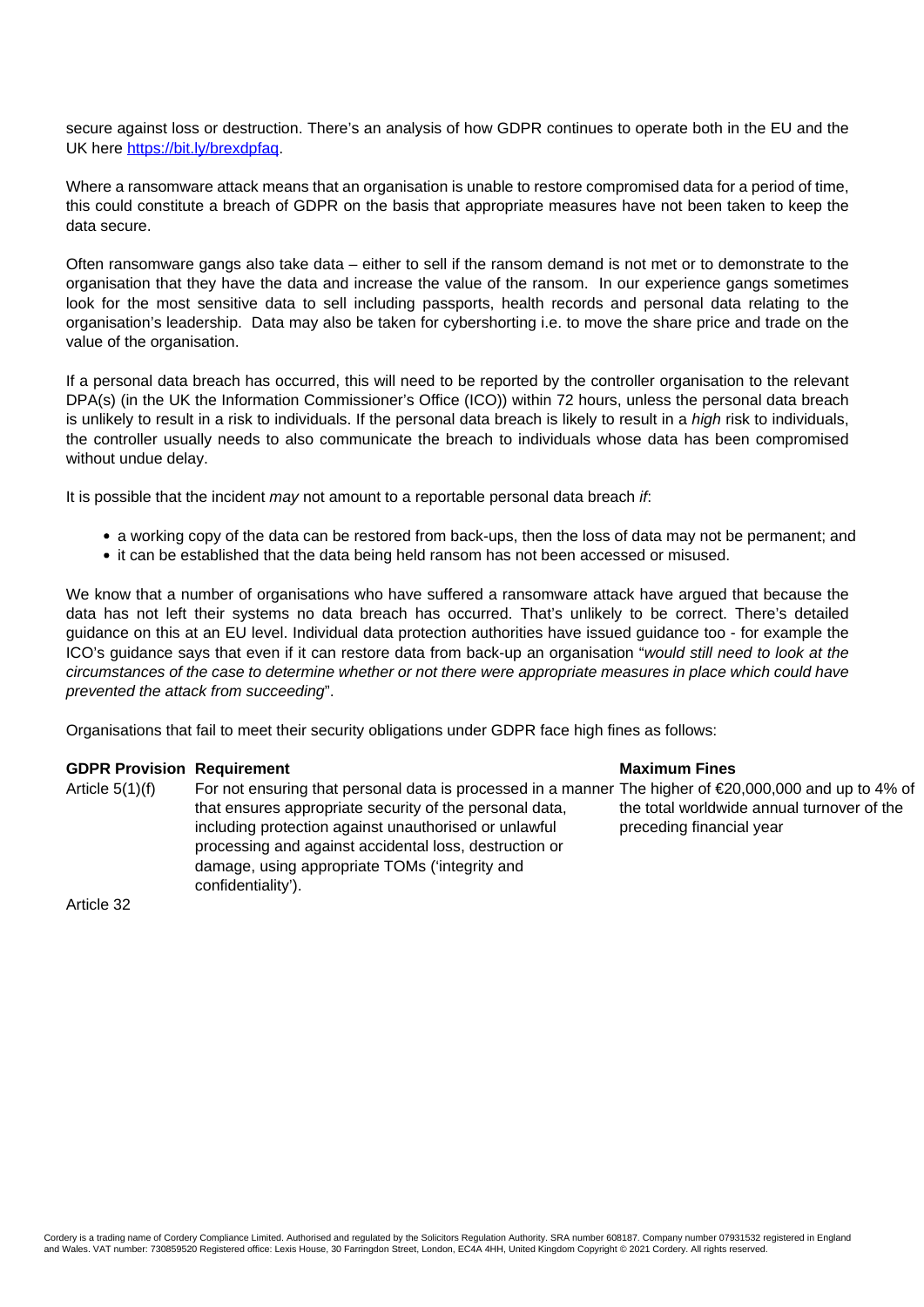secure against loss or destruction. There's an analysis of how GDPR continues to operate both in the EU and the UK here [https://bit.ly/brexdpfaq](https://bit.ly/brexdpfaq).

Where a ransomware attack means that an organisation is unable to restore compromised data for a period of time, this could constitute a breach of GDPR on the basis that appropriate measures have not been taken to keep the data secure.

Often ransomware gangs also take data – either to sell if the ransom demand is not met or to demonstrate to the organisation that they have the data and increase the value of the ransom. In our experience gangs sometimes look for the most sensitive data to sell including passports, health records and personal data relating to the organisation's leadership. Data may also be taken for cybershorting i.e. to move the share price and trade on the value of the organisation.

If a personal data breach has occurred, this will need to be reported by the controller organisation to the relevant DPA(s) (in the UK the Information Commissioner's Office (ICO)) within 72 hours, unless the personal data breach is unlikely to result in a risk to individuals. If the personal data breach is likely to result in a *high* risk to individuals, the controller usually needs to also communicate the breach to individuals whose data has been compromised without undue delay.

It is possible that the incident *may* not amount to a reportable personal data breach *if*:

- a working copy of the data can be restored from back-ups, then the loss of data may not be permanent; and
- it can be established that the data being held ransom has not been accessed or misused.

We know that a number of organisations who have suffered a ransomware attack have argued that because the data has not left their systems no data breach has occurred. That's unlikely to be correct. There's detailed guidance on this at an EU level. Individual data protection authorities have issued guidance too - for example the ICO's guidance says that even if it can restore data from back-up an organisation "*would still need to look at the circumstances of the case to determine whether or not there were appropriate measures in place which could have prevented the attack from succeeding*".

Organisations that fail to meet their security obligations under GDPR face high fines as follows:

| GDPR Provision | Requirement | Maximum Fines |
|---|---|---|
| Article 5(1)(f) | For not ensuring that personal data is processed in a manner that ensures appropriate security of the personal data, including protection against unauthorised or unlawful processing and against accidental loss, destruction or damage, using appropriate TOMs ('integrity and confidentiality'). | The higher of €20,000,000 and up to 4% of the total worldwide annual turnover of the preceding financial year |
| Article 32 | | |